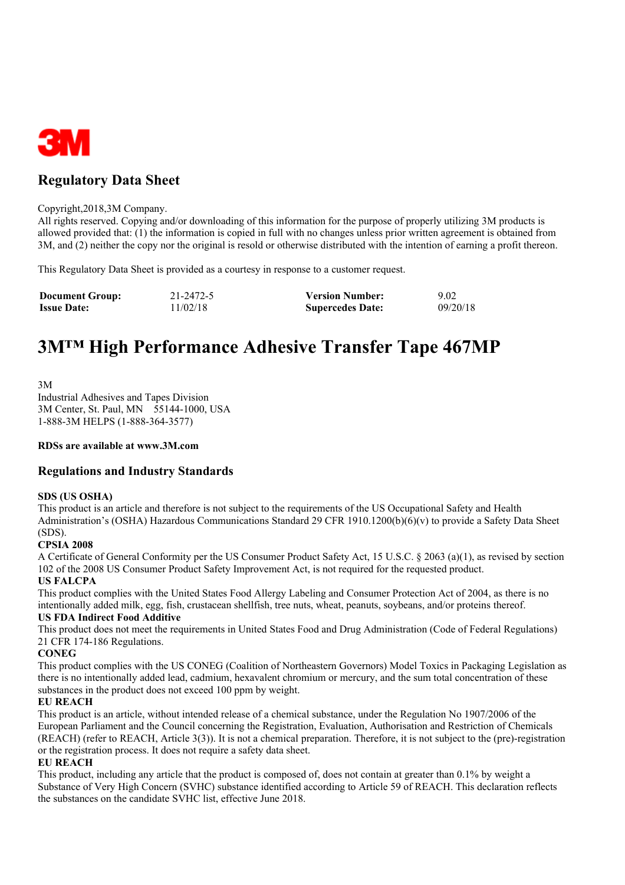3M

## Regulatory Data Sheet

Copyright,2018,3M Company.
All rights reserved. Copying and/or downloading of this information for the purpose of properly utilizing 3M products is allowed provided that: (1) the information is copied in full with no changes unless prior written agreement is obtained from 3M, and (2) neither the copy nor the original is resold or otherwise distributed with the intention of earning a profit thereon.

This Regulatory Data Sheet is provided as a courtesy in response to a customer request.

| | | | |
|---|---|---|---|
| **Document Group:** | 21-2472-5 | **Version Number:** | 9.02 |
| **Issue Date:** | 11/02/18 | **Supercedes Date:** | 09/20/18 |

# 3M™ High Performance Adhesive Transfer Tape 467MP

3M
Industrial Adhesives and Tapes Division
3M Center, St. Paul, MN 55144-1000, USA
1-888-3M HELPS (1-888-364-3577)

**RDSs are available at www.3M.com**

## Regulations and Industry Standards

**SDS (US OSHA)**
This product is an article and therefore is not subject to the requirements of the US Occupational Safety and Health Administration's (OSHA) Hazardous Communications Standard 29 CFR 1910.1200(b)(6)(v) to provide a Safety Data Sheet (SDS).

**CPSIA 2008**
A Certificate of General Conformity per the US Consumer Product Safety Act, 15 U.S.C. § 2063 (a)(1), as revised by section 102 of the 2008 US Consumer Product Safety Improvement Act, is not required for the requested product.

**US FALCPA**
This product complies with the United States Food Allergy Labeling and Consumer Protection Act of 2004, as there is no intentionally added milk, egg, fish, crustacean shellfish, tree nuts, wheat, peanuts, soybeans, and/or proteins thereof.

**US FDA Indirect Food Additive**
This product does not meet the requirements in United States Food and Drug Administration (Code of Federal Regulations) 21 CFR 174-186 Regulations.

**CONEG**
This product complies with the US CONEG (Coalition of Northeastern Governors) Model Toxics in Packaging Legislation as there is no intentionally added lead, cadmium, hexavalent chromium or mercury, and the sum total concentration of these substances in the product does not exceed 100 ppm by weight.

**EU REACH**
This product is an article, without intended release of a chemical substance, under the Regulation No 1907/2006 of the European Parliament and the Council concerning the Registration, Evaluation, Authorisation and Restriction of Chemicals (REACH) (refer to REACH, Article 3(3)). It is not a chemical preparation. Therefore, it is not subject to the (pre)-registration or the registration process. It does not require a safety data sheet.

**EU REACH**
This product, including any article that the product is composed of, does not contain at greater than 0.1% by weight a Substance of Very High Concern (SVHC) substance identified according to Article 59 of REACH. This declaration reflects the substances on the candidate SVHC list, effective June 2018.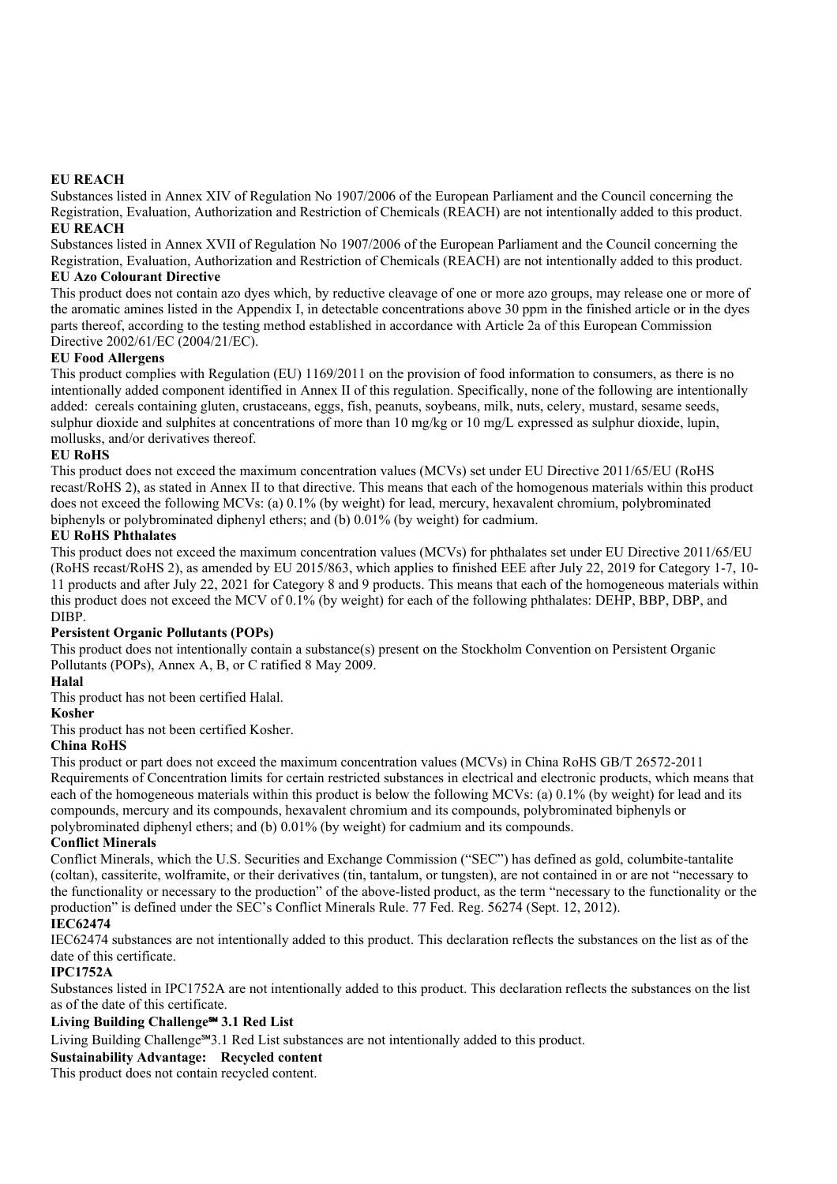**EU REACH**

Substances listed in Annex XIV of Regulation No 1907/2006 of the European Parliament and the Council concerning the Registration, Evaluation, Authorization and Restriction of Chemicals (REACH) are not intentionally added to this product.

**EU REACH**

Substances listed in Annex XVII of Regulation No 1907/2006 of the European Parliament and the Council concerning the Registration, Evaluation, Authorization and Restriction of Chemicals (REACH) are not intentionally added to this product.

**EU Azo Colourant Directive**

This product does not contain azo dyes which, by reductive cleavage of one or more azo groups, may release one or more of the aromatic amines listed in the Appendix I, in detectable concentrations above 30 ppm in the finished article or in the dyes parts thereof, according to the testing method established in accordance with Article 2a of this European Commission Directive 2002/61/EC (2004/21/EC).

**EU Food Allergens**

This product complies with Regulation (EU) 1169/2011 on the provision of food information to consumers, as there is no intentionally added component identified in Annex II of this regulation. Specifically, none of the following are intentionally added: cereals containing gluten, crustaceans, eggs, fish, peanuts, soybeans, milk, nuts, celery, mustard, sesame seeds, sulphur dioxide and sulphites at concentrations of more than 10 mg/kg or 10 mg/L expressed as sulphur dioxide, lupin, mollusks, and/or derivatives thereof.

**EU RoHS**

This product does not exceed the maximum concentration values (MCVs) set under EU Directive 2011/65/EU (RoHS recast/RoHS 2), as stated in Annex II to that directive. This means that each of the homogenous materials within this product does not exceed the following MCVs: (a) 0.1% (by weight) for lead, mercury, hexavalent chromium, polybrominated biphenyls or polybrominated diphenyl ethers; and (b) 0.01% (by weight) for cadmium.

**EU RoHS Phthalates**

This product does not exceed the maximum concentration values (MCVs) for phthalates set under EU Directive 2011/65/EU (RoHS recast/RoHS 2), as amended by EU 2015/863, which applies to finished EEE after July 22, 2019 for Category 1-7, 10-11 products and after July 22, 2021 for Category 8 and 9 products. This means that each of the homogeneous materials within this product does not exceed the MCV of 0.1% (by weight) for each of the following phthalates: DEHP, BBP, DBP, and DIBP.

**Persistent Organic Pollutants (POPs)**

This product does not intentionally contain a substance(s) present on the Stockholm Convention on Persistent Organic Pollutants (POPs), Annex A, B, or C ratified 8 May 2009.

**Halal**

This product has not been certified Halal.

**Kosher**

This product has not been certified Kosher.

**China RoHS**

This product or part does not exceed the maximum concentration values (MCVs) in China RoHS GB/T 26572-2011 Requirements of Concentration limits for certain restricted substances in electrical and electronic products, which means that each of the homogeneous materials within this product is below the following MCVs: (a) 0.1% (by weight) for lead and its compounds, mercury and its compounds, hexavalent chromium and its compounds, polybrominated biphenyls or polybrominated diphenyl ethers; and (b) 0.01% (by weight) for cadmium and its compounds.

**Conflict Minerals**

Conflict Minerals, which the U.S. Securities and Exchange Commission ("SEC") has defined as gold, columbite-tantalite (coltan), cassiterite, wolframite, or their derivatives (tin, tantalum, or tungsten), are not contained in or are not "necessary to the functionality or necessary to the production" of the above-listed product, as the term "necessary to the functionality or the production" is defined under the SEC's Conflict Minerals Rule. 77 Fed. Reg. 56274 (Sept. 12, 2012).

**IEC62474**

IEC62474 substances are not intentionally added to this product. This declaration reflects the substances on the list as of the date of this certificate.

**IPC1752A**

Substances listed in IPC1752A are not intentionally added to this product. This declaration reflects the substances on the list as of the date of this certificate.

**Living Building Challenge℠ 3.1 Red List**

Living Building Challenge℠3.1 Red List substances are not intentionally added to this product.

**Sustainability Advantage: Recycled content**

This product does not contain recycled content.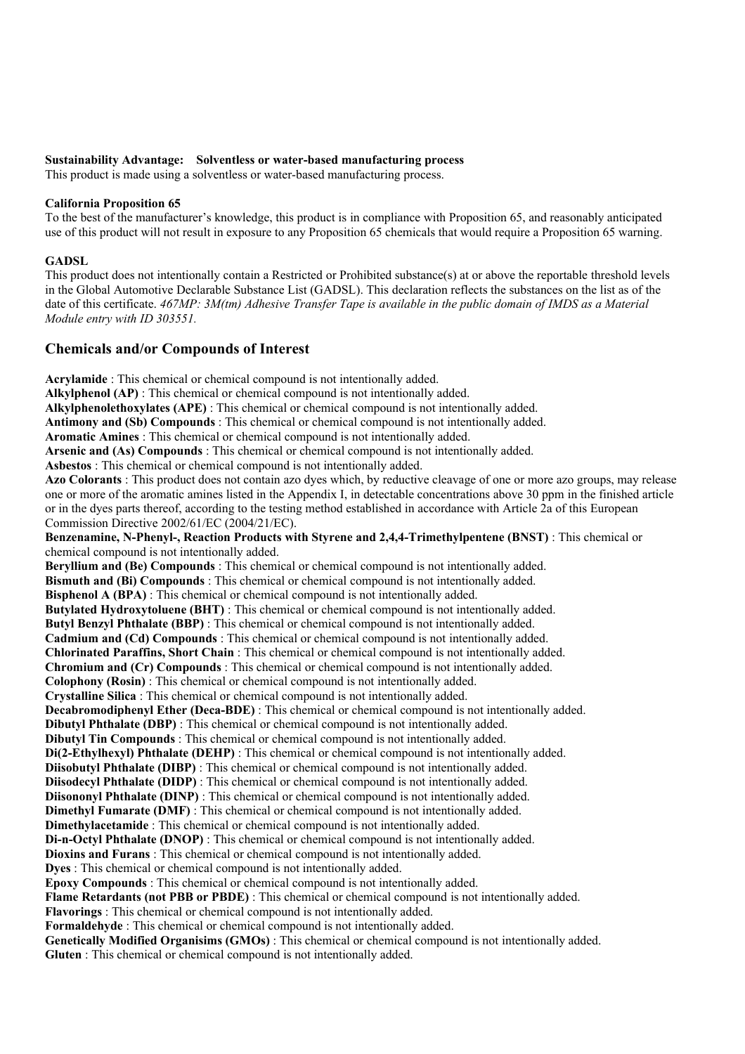**Sustainability Advantage: Solventless or water-based manufacturing process**
This product is made using a solventless or water-based manufacturing process.

**California Proposition 65**
To the best of the manufacturer's knowledge, this product is in compliance with Proposition 65, and reasonably anticipated use of this product will not result in exposure to any Proposition 65 chemicals that would require a Proposition 65 warning.

**GADSL**
This product does not intentionally contain a Restricted or Prohibited substance(s) at or above the reportable threshold levels in the Global Automotive Declarable Substance List (GADSL). This declaration reflects the substances on the list as of the date of this certificate. *467MP: 3M(tm) Adhesive Transfer Tape is available in the public domain of IMDS as a Material Module entry with ID 303551.*

## Chemicals and/or Compounds of Interest

**Acrylamide** : This chemical or chemical compound is not intentionally added.
**Alkylphenol (AP)** : This chemical or chemical compound is not intentionally added.
**Alkylphenolethoxylates (APE)** : This chemical or chemical compound is not intentionally added.
**Antimony and (Sb) Compounds** : This chemical or chemical compound is not intentionally added.
**Aromatic Amines** : This chemical or chemical compound is not intentionally added.
**Arsenic and (As) Compounds** : This chemical or chemical compound is not intentionally added.
**Asbestos** : This chemical or chemical compound is not intentionally added.
**Azo Colorants** : This product does not contain azo dyes which, by reductive cleavage of one or more azo groups, may release one or more of the aromatic amines listed in the Appendix I, in detectable concentrations above 30 ppm in the finished article or in the dyes parts thereof, according to the testing method established in accordance with Article 2a of this European Commission Directive 2002/61/EC (2004/21/EC).
**Benzenamine, N-Phenyl-, Reaction Products with Styrene and 2,4,4-Trimethylpentene (BNST)** : This chemical or chemical compound is not intentionally added.
**Beryllium and (Be) Compounds** : This chemical or chemical compound is not intentionally added.
**Bismuth and (Bi) Compounds** : This chemical or chemical compound is not intentionally added.
**Bisphenol A (BPA)** : This chemical or chemical compound is not intentionally added.
**Butylated Hydroxytoluene (BHT)** : This chemical or chemical compound is not intentionally added.
**Butyl Benzyl Phthalate (BBP)** : This chemical or chemical compound is not intentionally added.
**Cadmium and (Cd) Compounds** : This chemical or chemical compound is not intentionally added.
**Chlorinated Paraffins, Short Chain** : This chemical or chemical compound is not intentionally added.
**Chromium and (Cr) Compounds** : This chemical or chemical compound is not intentionally added.
**Colophony (Rosin)** : This chemical or chemical compound is not intentionally added.
**Crystalline Silica** : This chemical or chemical compound is not intentionally added.
**Decabromodiphenyl Ether (Deca-BDE)** : This chemical or chemical compound is not intentionally added.
**Dibutyl Phthalate (DBP)** : This chemical or chemical compound is not intentionally added.
**Dibutyl Tin Compounds** : This chemical or chemical compound is not intentionally added.
**Di(2-Ethylhexyl) Phthalate (DEHP)** : This chemical or chemical compound is not intentionally added.
**Diisobutyl Phthalate (DIBP)** : This chemical or chemical compound is not intentionally added.
**Diisodecyl Phthalate (DIDP)** : This chemical or chemical compound is not intentionally added.
**Diisononyl Phthalate (DINP)** : This chemical or chemical compound is not intentionally added.
**Dimethyl Fumarate (DMF)** : This chemical or chemical compound is not intentionally added.
**Dimethylacetamide** : This chemical or chemical compound is not intentionally added.
**Di-n-Octyl Phthalate (DNOP)** : This chemical or chemical compound is not intentionally added.
**Dioxins and Furans** : This chemical or chemical compound is not intentionally added.
**Dyes** : This chemical or chemical compound is not intentionally added.
**Epoxy Compounds** : This chemical or chemical compound is not intentionally added.
**Flame Retardants (not PBB or PBDE)** : This chemical or chemical compound is not intentionally added.
**Flavorings** : This chemical or chemical compound is not intentionally added.
**Formaldehyde** : This chemical or chemical compound is not intentionally added.
**Genetically Modified Organisims (GMOs)** : This chemical or chemical compound is not intentionally added.
**Gluten** : This chemical or chemical compound is not intentionally added.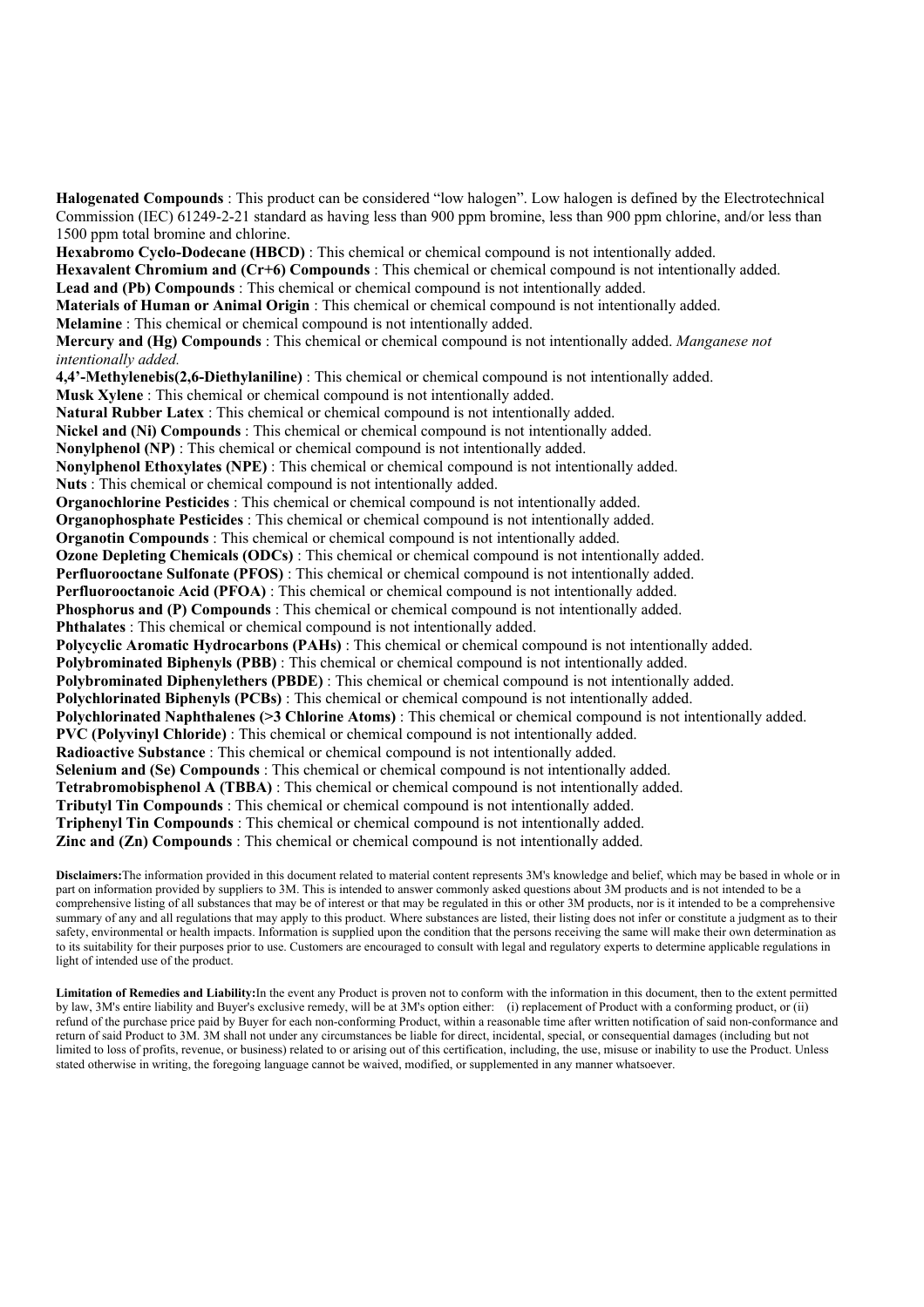**Halogenated Compounds** : This product can be considered "low halogen". Low halogen is defined by the Electrotechnical Commission (IEC) 61249-2-21 standard as having less than 900 ppm bromine, less than 900 ppm chlorine, and/or less than 1500 ppm total bromine and chlorine.
**Hexabromo Cyclo-Dodecane (HBCD)** : This chemical or chemical compound is not intentionally added.
**Hexavalent Chromium and (Cr+6) Compounds** : This chemical or chemical compound is not intentionally added.
**Lead and (Pb) Compounds** : This chemical or chemical compound is not intentionally added.
**Materials of Human or Animal Origin** : This chemical or chemical compound is not intentionally added.
**Melamine** : This chemical or chemical compound is not intentionally added.
**Mercury and (Hg) Compounds** : This chemical or chemical compound is not intentionally added. *Manganese not intentionally added.*
**4,4'-Methylenebis(2,6-Diethylaniline)** : This chemical or chemical compound is not intentionally added.
**Musk Xylene** : This chemical or chemical compound is not intentionally added.
**Natural Rubber Latex** : This chemical or chemical compound is not intentionally added.
**Nickel and (Ni) Compounds** : This chemical or chemical compound is not intentionally added.
**Nonylphenol (NP)** : This chemical or chemical compound is not intentionally added.
**Nonylphenol Ethoxylates (NPE)** : This chemical or chemical compound is not intentionally added.
**Nuts** : This chemical or chemical compound is not intentionally added.
**Organochlorine Pesticides** : This chemical or chemical compound is not intentionally added.
**Organophosphate Pesticides** : This chemical or chemical compound is not intentionally added.
**Organotin Compounds** : This chemical or chemical compound is not intentionally added.
**Ozone Depleting Chemicals (ODCs)** : This chemical or chemical compound is not intentionally added.
**Perfluorooctane Sulfonate (PFOS)** : This chemical or chemical compound is not intentionally added.
**Perfluorooctanoic Acid (PFOA)** : This chemical or chemical compound is not intentionally added.
**Phosphorus and (P) Compounds** : This chemical or chemical compound is not intentionally added.
**Phthalates** : This chemical or chemical compound is not intentionally added.
**Polycyclic Aromatic Hydrocarbons (PAHs)** : This chemical or chemical compound is not intentionally added.
**Polybrominated Biphenyls (PBB)** : This chemical or chemical compound is not intentionally added.
**Polybrominated Diphenylethers (PBDE)** : This chemical or chemical compound is not intentionally added.
**Polychlorinated Biphenyls (PCBs)** : This chemical or chemical compound is not intentionally added.
**Polychlorinated Naphthalenes (>3 Chlorine Atoms)** : This chemical or chemical compound is not intentionally added.
**PVC (Polyvinyl Chloride)** : This chemical or chemical compound is not intentionally added.
**Radioactive Substance** : This chemical or chemical compound is not intentionally added.
**Selenium and (Se) Compounds** : This chemical or chemical compound is not intentionally added.
**Tetrabromobisphenol A (TBBA)** : This chemical or chemical compound is not intentionally added.
**Tributyl Tin Compounds** : This chemical or chemical compound is not intentionally added.
**Triphenyl Tin Compounds** : This chemical or chemical compound is not intentionally added.
**Zinc and (Zn) Compounds** : This chemical or chemical compound is not intentionally added.

**Disclaimers:**The information provided in this document related to material content represents 3M's knowledge and belief, which may be based in whole or in part on information provided by suppliers to 3M. This is intended to answer commonly asked questions about 3M products and is not intended to be a comprehensive listing of all substances that may be of interest or that may be regulated in this or other 3M products, nor is it intended to be a comprehensive summary of any and all regulations that may apply to this product. Where substances are listed, their listing does not infer or constitute a judgment as to their safety, environmental or health impacts. Information is supplied upon the condition that the persons receiving the same will make their own determination as to its suitability for their purposes prior to use. Customers are encouraged to consult with legal and regulatory experts to determine applicable regulations in light of intended use of the product.

**Limitation of Remedies and Liability:**In the event any Product is proven not to conform with the information in this document, then to the extent permitted by law, 3M's entire liability and Buyer's exclusive remedy, will be at 3M's option either: (i) replacement of Product with a conforming product, or (ii) refund of the purchase price paid by Buyer for each non-conforming Product, within a reasonable time after written notification of said non-conformance and return of said Product to 3M. 3M shall not under any circumstances be liable for direct, incidental, special, or consequential damages (including but not limited to loss of profits, revenue, or business) related to or arising out of this certification, including, the use, misuse or inability to use the Product. Unless stated otherwise in writing, the foregoing language cannot be waived, modified, or supplemented in any manner whatsoever.